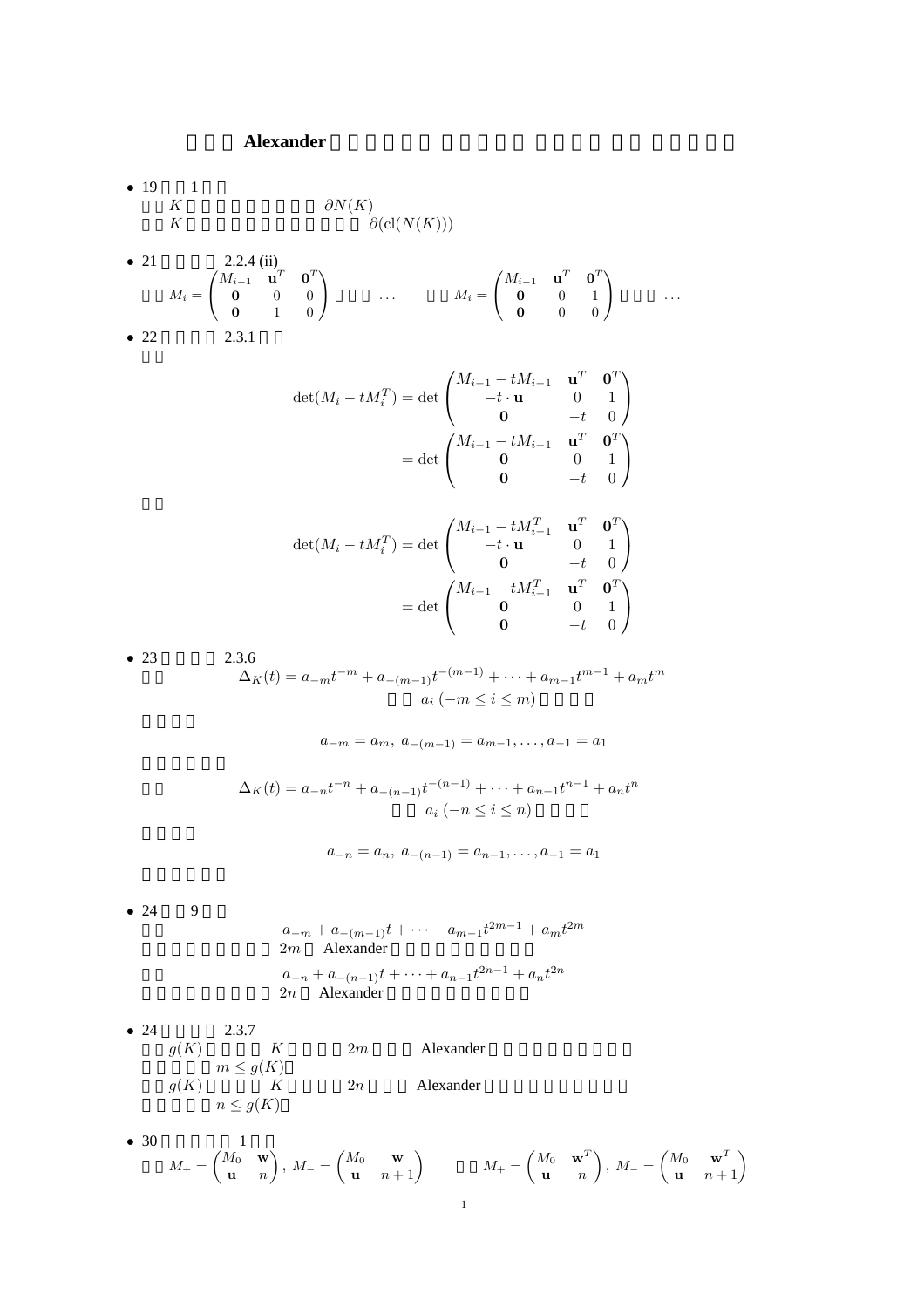# Alexander

- 19 1

  $K$ $\partial N(K)$

  $K$ $\partial(\mathrm{cl}(N(K)))$

- 21 2.2.4 (ii)

  $M_i = \begin{pmatrix} M_{i-1} & \mathbf{u}^T & \mathbf{0}^T \\ \mathbf{0} & 0 & 0 \\ \mathbf{0} & 1 & 0 \end{pmatrix}$ $\dots$ $M_i = \begin{pmatrix} M_{i-1} & \mathbf{u}^T & \mathbf{0}^T \\ \mathbf{0} & 0 & 1 \\ \mathbf{0} & 0 & 0 \end{pmatrix}$ $\dots$

- 22 2.3.1

$$\det(M_i - tM_i^T) = \det \begin{pmatrix} M_{i-1} - tM_{i-1} & \mathbf{u}^T & \mathbf{0}^T \\ -t \cdot \mathbf{u} & 0 & 1 \\ \mathbf{0} & -t & 0 \end{pmatrix}$$
$$= \det \begin{pmatrix} M_{i-1} - tM_{i-1} & \mathbf{u}^T & \mathbf{0}^T \\ \mathbf{0} & 0 & 1 \\ \mathbf{0} & -t & 0 \end{pmatrix}$$

$$\det(M_i - tM_i^T) = \det \begin{pmatrix} M_{i-1} - tM_{i-1}^T & \mathbf{u}^T & \mathbf{0}^T \\ -t \cdot \mathbf{u} & 0 & 1 \\ \mathbf{0} & -t & 0 \end{pmatrix}$$
$$= \det \begin{pmatrix} M_{i-1} - tM_{i-1}^T & \mathbf{u}^T & \mathbf{0}^T \\ \mathbf{0} & 0 & 1 \\ \mathbf{0} & -t & 0 \end{pmatrix}$$

- 23 2.3.6

$$\Delta_K(t) = a_{-m}t^{-m} + a_{-(m-1)}t^{-(m-1)} + \cdots + a_{m-1}t^{m-1} + a_m t^m$$

  $a_i \; (-m \le i \le m)$

$$a_{-m} = a_m, \; a_{-(m-1)} = a_{m-1}, \dots, a_{-1} = a_1$$

$$\Delta_K(t) = a_{-n}t^{-n} + a_{-(n-1)}t^{-(n-1)} + \cdots + a_{n-1}t^{n-1} + a_n t^n$$

  $a_i \; (-n \le i \le n)$

$$a_{-n} = a_n, \; a_{-(n-1)} = a_{n-1}, \dots, a_{-1} = a_1$$

- 24 9

$$a_{-m} + a_{-(m-1)}t + \cdots + a_{m-1}t^{2m-1} + a_m t^{2m}$$

  $2m$ Alexander

$$a_{-n} + a_{-(n-1)}t + \cdots + a_{n-1}t^{2n-1} + a_n t^{2n}$$

  $2n$ Alexander

- 24 2.3.7

  $g(K)$ $K$ $2m$ Alexander

  $m \le g(K)$

  $g(K)$ $K$ $2n$ Alexander

  $n \le g(K)$

- 30 1

  $M_+ = \begin{pmatrix} M_0 & \mathbf{w} \\ \mathbf{u} & n \end{pmatrix}, \; M_- = \begin{pmatrix} M_0 & \mathbf{w} \\ \mathbf{u} & n+1 \end{pmatrix}$ $M_+ = \begin{pmatrix} M_0 & \mathbf{w}^T \\ \mathbf{u} & n \end{pmatrix}, \; M_- = \begin{pmatrix} M_0 & \mathbf{w}^T \\ \mathbf{u} & n+1 \end{pmatrix}$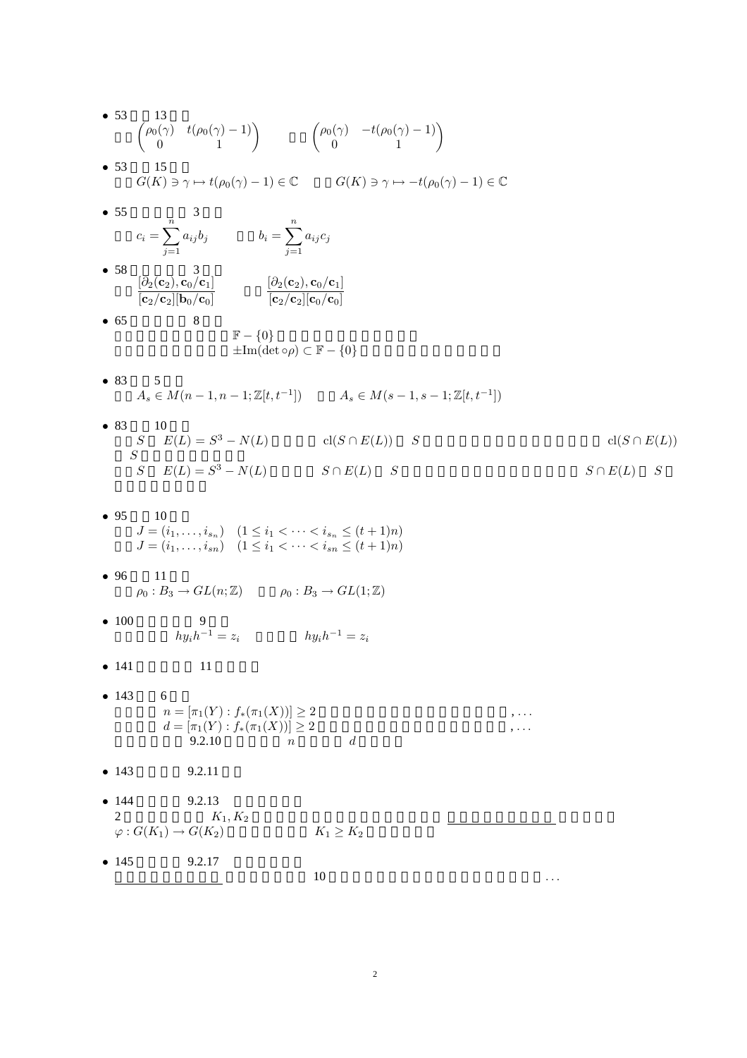- 53 13
  $\begin{pmatrix} \rho_0(\gamma) & t(\rho_0(\gamma)-1) \\ 0 & 1 \end{pmatrix}$ $\begin{pmatrix} \rho_0(\gamma) & -t(\rho_0(\gamma)-1) \\ 0 & 1 \end{pmatrix}$

- 53 15
  $G(K) \ni \gamma \mapsto t(\rho_0(\gamma)-1) \in \mathbb{C}$ $G(K) \ni \gamma \mapsto -t(\rho_0(\gamma)-1) \in \mathbb{C}$

- 55 3
  $c_i = \sum_{j=1}^{n} a_{ij} b_j$ $b_i = \sum_{j=1}^{n} a_{ij} c_j$

- 58 3
  $\dfrac{[\partial_2(\mathbf{c}_2), \mathbf{c}_0/\mathbf{c}_1]}{[\mathbf{c}_2/\mathbf{c}_2][\mathbf{b}_0/\mathbf{c}_0]}$ $\dfrac{[\partial_2(\mathbf{c}_2), \mathbf{c}_0/\mathbf{c}_1]}{[\mathbf{c}_2/\mathbf{c}_2][\mathbf{c}_0/\mathbf{c}_0]}$

- 65 8
  $\mathbb{F} - \{0\}$
  $\pm\mathrm{Im}(\det \circ \rho) \subset \mathbb{F} - \{0\}$

- 83 5
  $A_s \in M(n-1, n-1; \mathbb{Z}[t, t^{-1}])$ $A_s \in M(s-1, s-1; \mathbb{Z}[t, t^{-1}])$

- 83 10
  $S$ $E(L) = S^3 - N(L)$ $\mathrm{cl}(S \cap E(L))$ $S$ $\mathrm{cl}(S \cap E(L))$
  $S$
  $S$ $E(L) = S^3 - N(L)$ $S \cap E(L)$ $S$ $S \cap E(L)$ $S$

- 95 10
  $J = (i_1, \ldots, i_{s_n}) \quad (1 \le i_1 < \cdots < i_{s_n} \le (t+1)n)$
  $J = (i_1, \ldots, i_{sn}) \quad (1 \le i_1 < \cdots < i_{sn} \le (t+1)n)$

- 96 11
  $\rho_0 : B_3 \to GL(n; \mathbb{Z})$ $\rho_0 : B_3 \to GL(1; \mathbb{Z})$

- 100 9
  $hy_ih^{-1} = z_i$ $hy_ih^{-1} = z_i$

- 141 11

- 143 6
  $n = [\pi_1(Y) : f_*(\pi_1(X))] \ge 2$ , ...
  $d = [\pi_1(Y) : f_*(\pi_1(X))] \ge 2$ , ...
  9.2.10 $n$ $d$

- 143 9.2.11

- 144 9.2.13
  2 $K_1, K_2$
  $\varphi : G(K_1) \to G(K_2)$ $K_1 \ge K_2$

- 145 9.2.17
  10 ...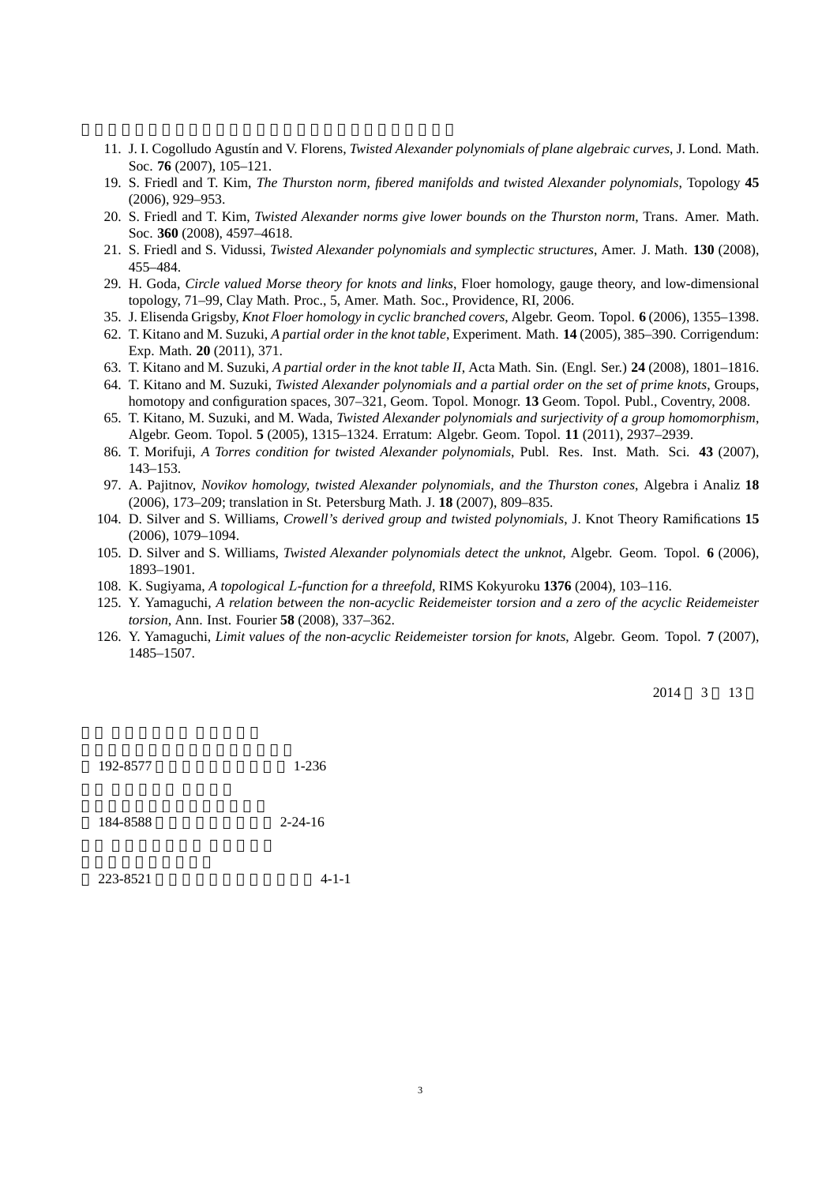11. J. I. Cogolludo Agustín and V. Florens, *Twisted Alexander polynomials of plane algebraic curves*, J. Lond. Math. Soc. **76** (2007), 105–121.
19. S. Friedl and T. Kim, *The Thurston norm, fibered manifolds and twisted Alexander polynomials*, Topology **45** (2006), 929–953.
20. S. Friedl and T. Kim, *Twisted Alexander norms give lower bounds on the Thurston norm*, Trans. Amer. Math. Soc. **360** (2008), 4597–4618.
21. S. Friedl and S. Vidussi, *Twisted Alexander polynomials and symplectic structures*, Amer. J. Math. **130** (2008), 455–484.
29. H. Goda, *Circle valued Morse theory for knots and links*, Floer homology, gauge theory, and low-dimensional topology, 71–99, Clay Math. Proc., 5, Amer. Math. Soc., Providence, RI, 2006.
35. J. Elisenda Grigsby, *Knot Floer homology in cyclic branched covers*, Algebr. Geom. Topol. **6** (2006), 1355–1398.
62. T. Kitano and M. Suzuki, *A partial order in the knot table*, Experiment. Math. **14** (2005), 385–390. Corrigendum: Exp. Math. **20** (2011), 371.
63. T. Kitano and M. Suzuki, *A partial order in the knot table II*, Acta Math. Sin. (Engl. Ser.) **24** (2008), 1801–1816.
64. T. Kitano and M. Suzuki, *Twisted Alexander polynomials and a partial order on the set of prime knots*, Groups, homotopy and configuration spaces, 307–321, Geom. Topol. Monogr. **13** Geom. Topol. Publ., Coventry, 2008.
65. T. Kitano, M. Suzuki, and M. Wada, *Twisted Alexander polynomials and surjectivity of a group homomorphism*, Algebr. Geom. Topol. **5** (2005), 1315–1324. Erratum: Algebr. Geom. Topol. **11** (2011), 2937–2939.
86. T. Morifuji, *A Torres condition for twisted Alexander polynomials*, Publ. Res. Inst. Math. Sci. **43** (2007), 143–153.
97. A. Pajitnov, *Novikov homology, twisted Alexander polynomials, and the Thurston cones*, Algebra i Analiz **18** (2006), 173–209; translation in St. Petersburg Math. J. **18** (2007), 809–835.
104. D. Silver and S. Williams, *Crowell's derived group and twisted polynomials*, J. Knot Theory Ramifications **15** (2006), 1079–1094.
105. D. Silver and S. Williams, *Twisted Alexander polynomials detect the unknot*, Algebr. Geom. Topol. **6** (2006), 1893–1901.
108. K. Sugiyama, *A topological $L$-function for a threefold*, RIMS Kokyuroku **1376** (2004), 103–116.
125. Y. Yamaguchi, *A relation between the non-acyclic Reidemeister torsion and a zero of the acyclic Reidemeister torsion*, Ann. Inst. Fourier **58** (2008), 337–362.
126. Y. Yamaguchi, *Limit values of the non-acyclic Reidemeister torsion for knots*, Algebr. Geom. Topol. **7** (2007), 1485–1507.

2014 3 13

192-8577 1-236

184-8588 2-24-16

223-8521 4-1-1